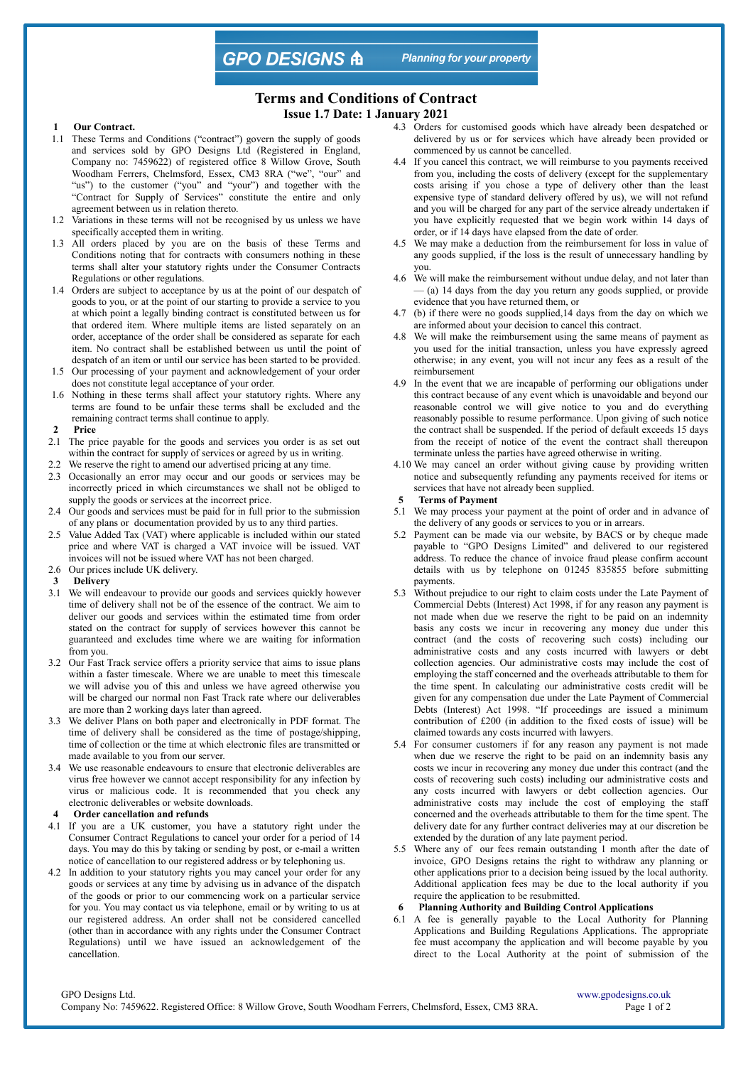GPO DESIGNS — Planning for your property

# Terms and Conditions of Contract

## Issue 1.7 Date: 1 January 2021

### 1 Our Contract.

1.1 These Terms and Conditions ("contract") govern the supply of goods and services sold by GPO Designs Ltd (Registered in England, Company no: 7459622) of registered office 8 Willow Grove, South Woodham Ferrers, Chelmsford, Essex, CM3 8RA ("we", "our" and "us") to the customer ("you" and "your") and together with the "Contract for Supply of Services" constitute the entire and only agreement between us in relation thereto.

1.2 Variations in these terms will not be recognised by us unless we have specifically accepted them in writing.

1.3 All orders placed by you are on the basis of these Terms and Conditions noting that for contracts with consumers nothing in these terms shall alter your statutory rights under the Consumer Contracts Regulations or other regulations.

1.4 Orders are subject to acceptance by us at the point of our despatch of goods to you, or at the point of our starting to provide a service to you at which point a legally binding contract is constituted between us for that ordered item. Where multiple items are listed separately on an order, acceptance of the order shall be considered as separate for each item. No contract shall be established between us until the point of despatch of an item or until our service has been started to be provided.

1.5 Our processing of your payment and acknowledgement of your order does not constitute legal acceptance of your order.

1.6 Nothing in these terms shall affect your statutory rights. Where any terms are found to be unfair these terms shall be excluded and the remaining contract terms shall continue to apply.

### 2 Price

2.1 The price payable for the goods and services you order is as set out within the contract for supply of services or agreed by us in writing.

2.2 We reserve the right to amend our advertised pricing at any time.

2.3 Occasionally an error may occur and our goods or services may be incorrectly priced in which circumstances we shall not be obliged to supply the goods or services at the incorrect price.

2.4 Our goods and services must be paid for in full prior to the submission of any plans or documentation provided by us to any third parties.

2.5 Value Added Tax (VAT) where applicable is included within our stated price and where VAT is charged a VAT invoice will be issued. VAT invoices will not be issued where VAT has not been charged.

2.6 Our prices include UK delivery.

### 3 Delivery

3.1 We will endeavour to provide our goods and services quickly however time of delivery shall not be of the essence of the contract. We aim to deliver our goods and services within the estimated time from order stated on the contract for supply of services however this cannot be guaranteed and excludes time where we are waiting for information from you.

3.2 Our Fast Track service offers a priority service that aims to issue plans within a faster timescale. Where we are unable to meet this timescale we will advise you of this and unless we have agreed otherwise you will be charged our normal non Fast Track rate where our deliverables are more than 2 working days later than agreed.

3.3 We deliver Plans on both paper and electronically in PDF format. The time of delivery shall be considered as the time of postage/shipping, time of collection or the time at which electronic files are transmitted or made available to you from our server.

3.4 We use reasonable endeavours to ensure that electronic deliverables are virus free however we cannot accept responsibility for any infection by virus or malicious code. It is recommended that you check any electronic deliverables or website downloads.

### 4 Order cancellation and refunds

4.1 If you are a UK customer, you have a statutory right under the Consumer Contract Regulations to cancel your order for a period of 14 days. You may do this by taking or sending by post, or e-mail a written notice of cancellation to our registered address or by telephoning us.

4.2 In addition to your statutory rights you may cancel your order for any goods or services at any time by advising us in advance of the dispatch of the goods or prior to our commencing work on a particular service for you. You may contact us via telephone, email or by writing to us at our registered address. An order shall not be considered cancelled (other than in accordance with any rights under the Consumer Contract Regulations) until we have issued an acknowledgement of the cancellation.

4.3 Orders for customised goods which have already been despatched or delivered by us or for services which have already been provided or commenced by us cannot be cancelled.

4.4 If you cancel this contract, we will reimburse to you payments received from you, including the costs of delivery (except for the supplementary costs arising if you chose a type of delivery other than the least expensive type of standard delivery offered by us), we will not refund and you will be charged for any part of the service already undertaken if you have explicitly requested that we begin work within 14 days of order, or if 14 days have elapsed from the date of order.

4.5 We may make a deduction from the reimbursement for loss in value of any goods supplied, if the loss is the result of unnecessary handling by you.

4.6 We will make the reimbursement without undue delay, and not later than — (a) 14 days from the day you return any goods supplied, or provide evidence that you have returned them, or

4.7 (b) if there were no goods supplied,14 days from the day on which we are informed about your decision to cancel this contract.

4.8 We will make the reimbursement using the same means of payment as you used for the initial transaction, unless you have expressly agreed otherwise; in any event, you will not incur any fees as a result of the reimbursement

4.9 In the event that we are incapable of performing our obligations under this contract because of any event which is unavoidable and beyond our reasonable control we will give notice to you and do everything reasonably possible to resume performance. Upon giving of such notice the contract shall be suspended. If the period of default exceeds 15 days from the receipt of notice of the event the contract shall thereupon terminate unless the parties have agreed otherwise in writing.

4.10 We may cancel an order without giving cause by providing written notice and subsequently refunding any payments received for items or services that have not already been supplied.

### 5 Terms of Payment

5.1 We may process your payment at the point of order and in advance of the delivery of any goods or services to you or in arrears.

5.2 Payment can be made via our website, by BACS or by cheque made payable to "GPO Designs Limited" and delivered to our registered address. To reduce the chance of invoice fraud please confirm account details with us by telephone on 01245 835855 before submitting payments.

5.3 Without prejudice to our right to claim costs under the Late Payment of Commercial Debts (Interest) Act 1998, if for any reason any payment is not made when due we reserve the right to be paid on an indemnity basis any costs we incur in recovering any money due under this contract (and the costs of recovering such costs) including our administrative costs and any costs incurred with lawyers or debt collection agencies. Our administrative costs may include the cost of employing the staff concerned and the overheads attributable to them for the time spent. In calculating our administrative costs credit will be given for any compensation due under the Late Payment of Commercial Debts (Interest) Act 1998. "If proceedings are issued a minimum contribution of £200 (in addition to the fixed costs of issue) will be claimed towards any costs incurred with lawyers.

5.4 For consumer customers if for any reason any payment is not made when due we reserve the right to be paid on an indemnity basis any costs we incur in recovering any money due under this contract (and the costs of recovering such costs) including our administrative costs and any costs incurred with lawyers or debt collection agencies. Our administrative costs may include the cost of employing the staff concerned and the overheads attributable to them for the time spent. The delivery date for any further contract deliveries may at our discretion be extended by the duration of any late payment period.

5.5 Where any of our fees remain outstanding 1 month after the date of invoice, GPO Designs retains the right to withdraw any planning or other applications prior to a decision being issued by the local authority. Additional application fees may be due to the local authority if you require the application to be resubmitted.

### 6 Planning Authority and Building Control Applications

6.1 A fee is generally payable to the Local Authority for Planning Applications and Building Regulations Applications. The appropriate fee must accompany the application and will become payable by you direct to the Local Authority at the point of submission of the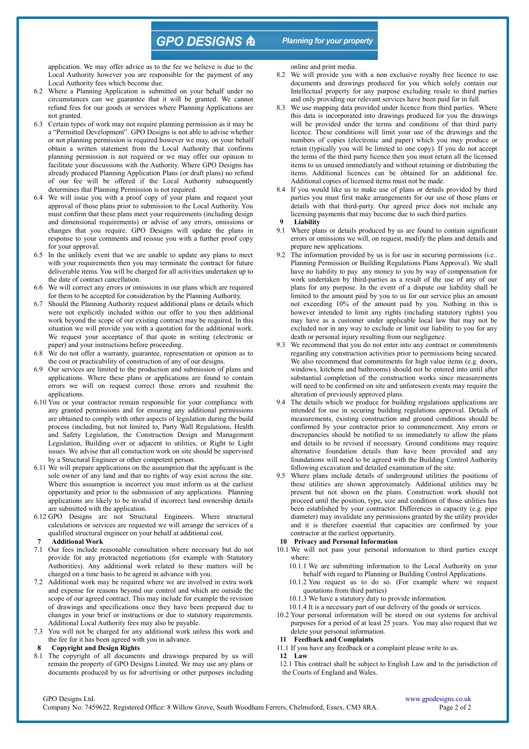application. We may offer advice as to the fee we believe is due to the Local Authority however you are responsible for the payment of any Local Authority fees which become due.

6.2 Where a Planning Application is submitted on your behalf under no circumstances can we guarantee that it will be granted. We cannot refund fees for our goods or services where Planning Applications are not granted.

6.3 Certain types of work may not require planning permission as it may be a "Permitted Development". GPO Designs is not able to advise whether or not planning permission is required however we may, on your behalf obtain a written statement from the Local Authority that confirms planning permission is not required or we may offer our opinion to facilitate your discussions with the Authority. Where GPO Designs has already produced Planning Application Plans (or draft plans) no refund of our fee will be offered if the Local Authority subsequently determines that Planning Permission is not required.

6.4 We will issue you with a proof copy of your plans and request your approval of those plans prior to submission to the Local Authority. You must confirm that these plans meet your requirements (including design and dimensional requirements) or advise of any errors, omissions or changes that you require. GPO Designs will update the plans in response to your comments and reissue you with a further proof copy for your approval.

6.5 In the unlikely event that we are unable to update any plans to meet with your requirements then you may terminate the contract for future deliverable items. You will be charged for all activities undertaken up to the date of contract cancellation.

6.6 We will correct any errors or omissions in our plans which are required for them to be accepted for consideration by the Planning Authority.

6.7 Should the Planning Authority request additional plans or details which were not explicitly included within our offer to you then additional work beyond the scope of our existing contract may be required. In this situation we will provide you with a quotation for the additional work. We request your acceptance of that quote in writing (electronic or paper) and your instructions before proceeding.

6.8 We do not offer a warranty, guarantee, representation or opinion as to the cost or practicability of construction of any of our designs.

6.9 Our services are limited to the production and submission of plans and applications. Where these plans or applications are found to contain errors we will on request correct those errors and resubmit the applications.

6.10 You or your contractor remain responsible for your compliance with any granted permissions and for ensuring any additional permissions are obtained to comply with other aspects of legislation during the build process (including, but not limited to, Party Wall Regulations, Health and Safety Legislation, the Construction Design and Management Legislation, Building over or adjacent to utilities, or Right to Light issues. We advise that all constuction work on site should be supervised by a Structural Engineer or other competent person.

6.11 We will prepare applications on the assumption that the applicant is the sole owner of any land and that no rights of way exist across the site. Where this assumption is incorrect you must inform us at the earliest opportunity and prior to the submission of any applications. Planning applications are likely to be invalid if incorrect land ownership details are submitted with the application.

6.12 GPO Designs are not Structural Engineers. Where structural calculations or services are requested we will arrange the services of a qualified structural engineer on your behalf at additional cost.

## 7 Additional Work

7.1 Our fees include reasonable consultation where necessary but do not provide for any protracted negotiations (for example with Statutory Authorities). Any additional work related to these matters will be charged on a time basis to be agreed in advance with you.

7.2 Additional work may be required where we are involved in extra work and expense for reasons beyond our control and which are outside the scope of our agreed contract. This may include for example the revision of drawings and specifications once they have been prepared due to changes in your brief or instructions or due to statutory requirements. Additional Local Authority fees may also be payable.

7.3 You will not be charged for any additional work unless this work and the fee for it has been agreed with you in advance.

## 8 Copyright and Design Rights

8.1 The copyright of all documents and drawings prepared by us will remain the property of GPO Designs Limited. We may use any plans or documents produced by us for advertising or other purposes including online and print media.

8.2 We will provide you with a non exclusive royalty free licence to use documents and drawings produced for you which solely contain our Intellectual property for any purpose excluding resale to third parties and only providing our relevant services have been paid for in full.

8.3 We use mapping data provided under licence from third parties. Where this data is incorporated into drawings produced for you the drawings will be provided under the terms and conditions of that third party licence. These conditions will limit your use of the drawings and the numbers of copies (electronic and paper) which you may produce or retain (typically you will be limited to one copy). If you do not accept the terms of the third party licence then you must return all the licensed items to us unused immediately and without retaining or distributing the items. Additional licences can be obtained for an additional fee. Additional copies of licensed items must not be made.

8.4 If you would like us to make use of plans or details provided by third parties you must first make arrangements for our use of those plans or details with that third-party. Our agreed price does not include any licensing payments that may become due to such third parties.

## 9 Liability

9.1 Where plans or details produced by us are found to contain significant errors or omissions we will, on request, modify the plans and details and prepare new applications.

9.2 The information provided by us is for use in securing permissions (i.e.. Planning Permission or Building Regulations Plans Approval). We shall have no liability to pay any money to you by way of compensation for work undertaken by third-parties as a result of the use of any of our plans for any purpose. In the event of a dispute our liability shall be limited to the amount paid by you to us for our service plus an amount not exceeding 10% of the amount paid by you. Nothing in this is however intended to limit any rights (including statutory rights) you may have as a customer under applicable local law that may not be excluded nor in any way to exclude or limit our liability to you for any death or personal injury resulting from our negligence.

9.3 We recommend that you do not enter into any contract or commitments regarding any construction activities prior to permissions being secured. We also recommend that commitments for high value items (e.g. doors, windows, kitchens and bathrooms) should not be entered into until after substantial completion of the construction works since measurements will need to be confirmed on site and unforeseen events may require the alteration of previously approved plans.

9.4 The details which we produce for building regulations applications are intended for use in securing building regulations approval. Details of measurements, existing construction and ground conditions should be confirmed by your contractor prior to commencement. Any errors or discrepancies should be notified to us immediately to allow the plans and details to be revised if necessary. Ground conditions may require alternative foundation details than have been provided and any foundations will need to be agreed with the Building Control Authority following excavation and detailed examination of the site.

9.5 Where plans include details of underground utilities the positions of these utilities are shown approximately. Additional utilities may be present but not shown on the plans. Construction work should not proceed until the position, type, size and condition of those utilities has been established by your contractor. Differences in capacity (e.g. pipe diameter) may invalidate any permissions granted by the utility provider and it is therefore essential that capacities are confirmed by your contractor at the earliest opportunity.

## 10 Privacy and Personal Information

10.1 We will not pass your personal information to third parties except where:

- 10.1.1 We are submitting information to the Local Authority on your behalf with regard to Planning or Building Control Applications.
- 10.1.2 You request us to do so. (For example where we request quotations from third parties)
- 10.1.3 We have a statutory duty to provide information.
- 10.1.4 It is a necessary part of our delivery of the goods or services.

10.2 Your personal information will be stored on our systems for archival purposes for a period of at least 25 years. You may also request that we delete your personal information.

## 11 Feedback and Complaints

11.1 If you have any feedback or a complaint please write to us.

## 12 Law

12.1 This contract shall be subject to English Law and to the jurisdiction of the Courts of England and Wales.